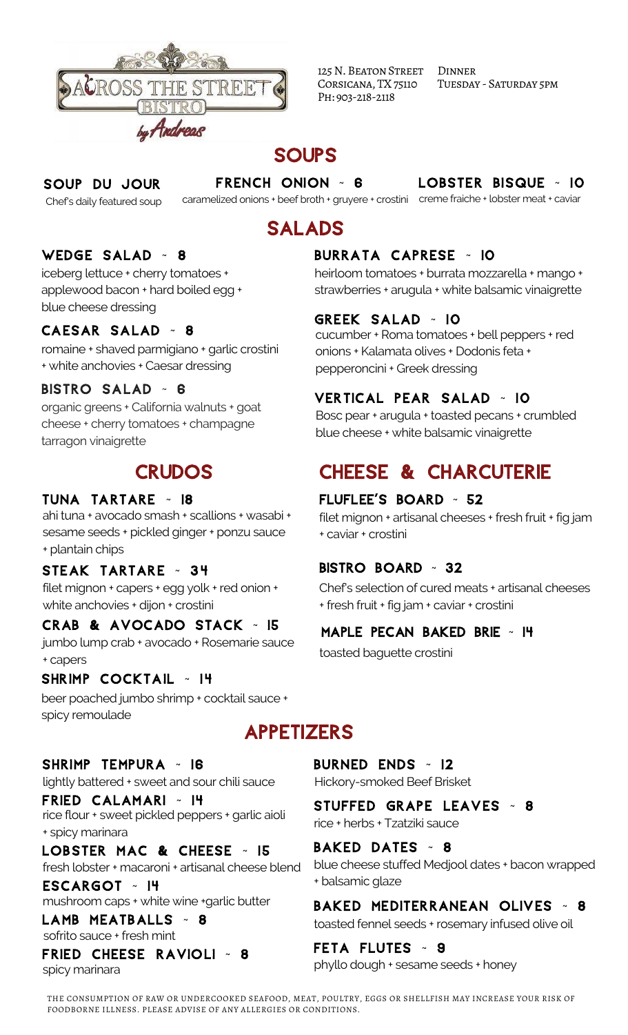# ACROSS THE STREET BISTRO by Andreas

125 N. Beaton Street
Corsicana, TX 75110
Ph: 903-218-2118

Dinner
Tuesday - Saturday 5pm

## SOUPS

### SOUP DU JOUR
Chef's daily featured soup

### FRENCH ONION ~ 6
caramelized onions + beef broth + gruyere + crostini

### LOBSTER BISQUE ~ 10
creme fraiche + lobster meat + caviar

## SALADS

### WEDGE SALAD ~ 8
iceberg lettuce + cherry tomatoes + applewood bacon + hard boiled egg + blue cheese dressing

### CAESAR SALAD ~ 8
romaine + shaved parmigiano + garlic crostini + white anchovies + Caesar dressing

### BISTRO SALAD ~ 6
organic greens + California walnuts + goat cheese + cherry tomatoes + champagne tarragon vinaigrette

### BURRATA CAPRESE ~ 10
heirloom tomatoes + burrata mozzarella + mango + strawberries + arugula + white balsamic vinaigrette

### GREEK SALAD ~ 10
cucumber + Roma tomatoes + bell peppers + red onions + Kalamata olives + Dodonis feta + pepperoncini + Greek dressing

### VERTICAL PEAR SALAD ~ 10
Bosc pear + arugula + toasted pecans + crumbled blue cheese + white balsamic vinaigrette

## CRUDOS

### TUNA TARTARE ~ 18
ahi tuna + avocado smash + scallions + wasabi + sesame seeds + pickled ginger + ponzu sauce + plantain chips

### STEAK TARTARE ~ 34
filet mignon + capers + egg yolk + red onion + white anchovies + dijon + crostini

### CRAB & AVOCADO STACK ~ 15
jumbo lump crab + avocado + Rosemarie sauce + capers

### SHRIMP COCKTAIL ~ 14
beer poached jumbo shrimp + cocktail sauce + spicy remoulade

## CHEESE & CHARCUTERIE

### FLUFLEE'S BOARD ~ 52
filet mignon + artisanal cheeses + fresh fruit + fig jam + caviar + crostini

### BISTRO BOARD ~ 32
Chef's selection of cured meats + artisanal cheeses + fresh fruit + fig jam + caviar + crostini

### MAPLE PECAN BAKED BRIE ~ 14
toasted baguette crostini

## APPETIZERS

### SHRIMP TEMPURA ~ 16
lightly battered + sweet and sour chili sauce

### FRIED CALAMARI ~ 14
rice flour + sweet pickled peppers + garlic aioli + spicy marinara

### LOBSTER MAC & CHEESE ~ 15
fresh lobster + macaroni + artisanal cheese blend

### ESCARGOT ~ 14
mushroom caps + white wine +garlic butter

### LAMB MEATBALLS ~ 8
sofrito sauce + fresh mint

### FRIED CHEESE RAVIOLI ~ 8
spicy marinara

### BURNED ENDS ~ 12
Hickory-smoked Beef Brisket

### STUFFED GRAPE LEAVES ~ 8
rice + herbs + Tzatziki sauce

### BAKED DATES ~ 8
blue cheese stuffed Medjool dates + bacon wrapped + balsamic glaze

### BAKED MEDITERRANEAN OLIVES ~ 8
toasted fennel seeds + rosemary infused olive oil

### FETA FLUTES ~ 9
phyllo dough + sesame seeds + honey

THE CONSUMPTION OF RAW OR UNDERCOOKED SEAFOOD, MEAT, POULTRY, EGGS OR SHELLFISH MAY INCREASE YOUR RISK OF FOODBORNE ILLNESS. PLEASE ADVISE OF ANY ALLERGIES OR CONDITIONS.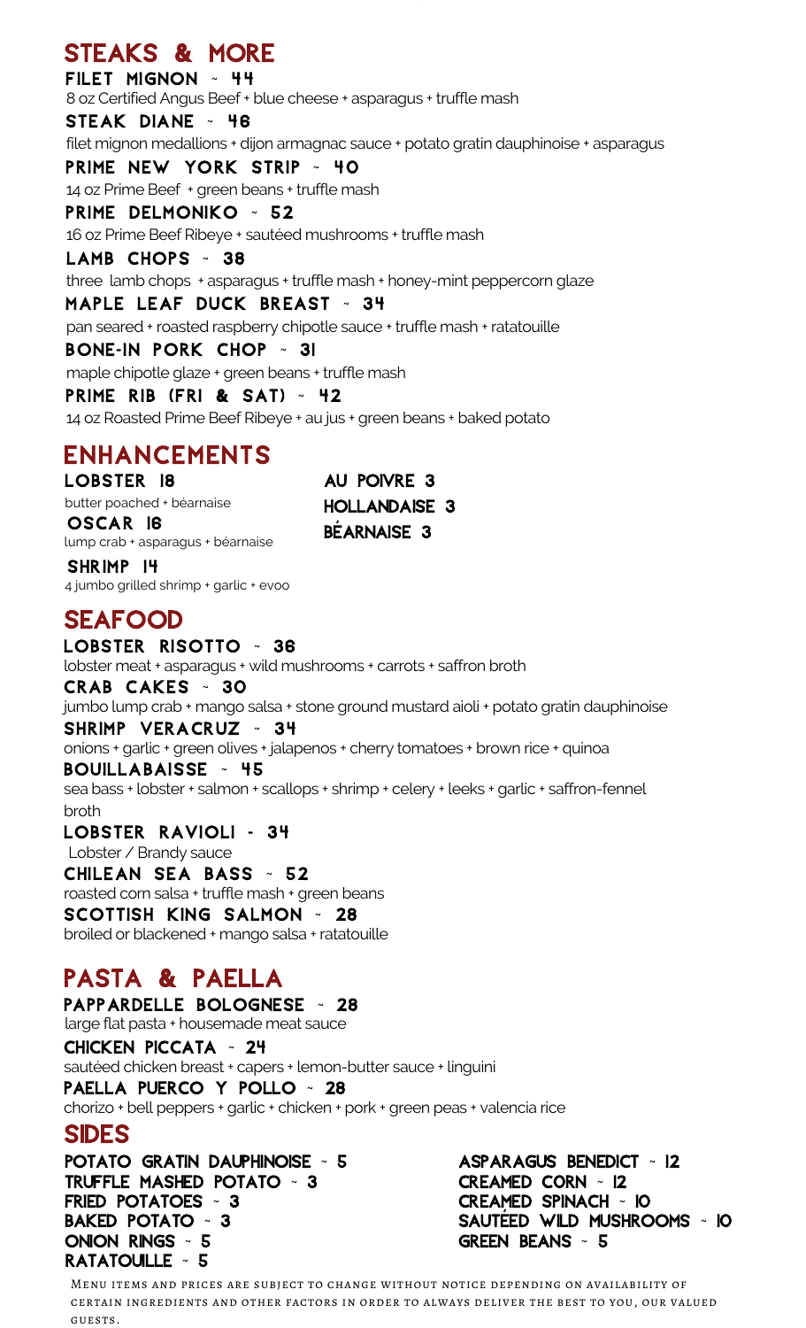## STEAKS & MORE

**FILET MIGNON ~ 44**
8 oz Certified Angus Beef + blue cheese + asparagus + truffle mash

**STEAK DIANE ~ 46**
filet mignon medallions + dijon armagnac sauce + potato gratin dauphinoise + asparagus

**PRIME NEW YORK STRIP ~ 40**
14 oz Prime Beef + green beans + truffle mash

**PRIME DELMONIKO ~ 52**
16 oz Prime Beef Ribeye + sautéed mushrooms + truffle mash

**LAMB CHOPS ~ 38**
three lamb chops + asparagus + truffle mash + honey-mint peppercorn glaze

**MAPLE LEAF DUCK BREAST ~ 34**
pan seared + roasted raspberry chipotle sauce + truffle mash + ratatouille

**BONE-IN PORK CHOP ~ 31**
maple chipotle glaze + green beans + truffle mash

**PRIME RIB (FRI & SAT) ~ 42**
14 oz Roasted Prime Beef Ribeye + au jus + green beans + baked potato

## ENHANCEMENTS

**LOBSTER 18**
butter poached + béarnaise

**OSCAR 16**
lump crab + asparagus + béarnaise

**SHRIMP 14**
4 jumbo grilled shrimp + garlic + evoo

**AU POIVRE 3**
**HOLLANDAISE 3**
**BÉARNAISE 3**

## SEAFOOD

**LOBSTER RISOTTO ~ 36**
lobster meat + asparagus + wild mushrooms + carrots + saffron broth

**CRAB CAKES ~ 30**
jumbo lump crab + mango salsa + stone ground mustard aioli + potato gratin dauphinoise

**SHRIMP VERACRUZ ~ 34**
onions + garlic + green olives + jalapenos + cherry tomatoes + brown rice + quinoa

**BOUILLABAISSE ~ 45**
sea bass + lobster + salmon + scallops + shrimp + celery + leeks + garlic + saffron-fennel broth

**LOBSTER RAVIOLI - 34**
Lobster / Brandy sauce

**CHILEAN SEA BASS ~ 52**
roasted corn salsa + truffle mash + green beans

**SCOTTISH KING SALMON ~ 28**
broiled or blackened + mango salsa + ratatouille

## PASTA & PAELLA

**PAPPARDELLE BOLOGNESE ~ 28**
large flat pasta + housemade meat sauce

**CHICKEN PICCATA ~ 24**
sautéed chicken breast + capers + lemon-butter sauce + linguini

**PAELLA PUERCO Y POLLO ~ 28**
chorizo + bell peppers + garlic + chicken + pork + green peas + valencia rice

## SIDES

**POTATO GRATIN DAUPHINOISE ~ 5**
**TRUFFLE MASHED POTATO ~ 3**
**FRIED POTATOES ~ 3**
**BAKED POTATO ~ 3**
**ONION RINGS ~ 5**
**RATATOUILLE ~ 5**
**ASPARAGUS BENEDICT ~ 12**
**CREAMED CORN ~ 12**
**CREAMED SPINACH ~ 10**
**SAUTÉED WILD MUSHROOMS ~ 10**
**GREEN BEANS ~ 5**

Menu items and prices are subject to change without notice depending on availability of certain ingredients and other factors in order to always deliver the best to you, our valued guests.